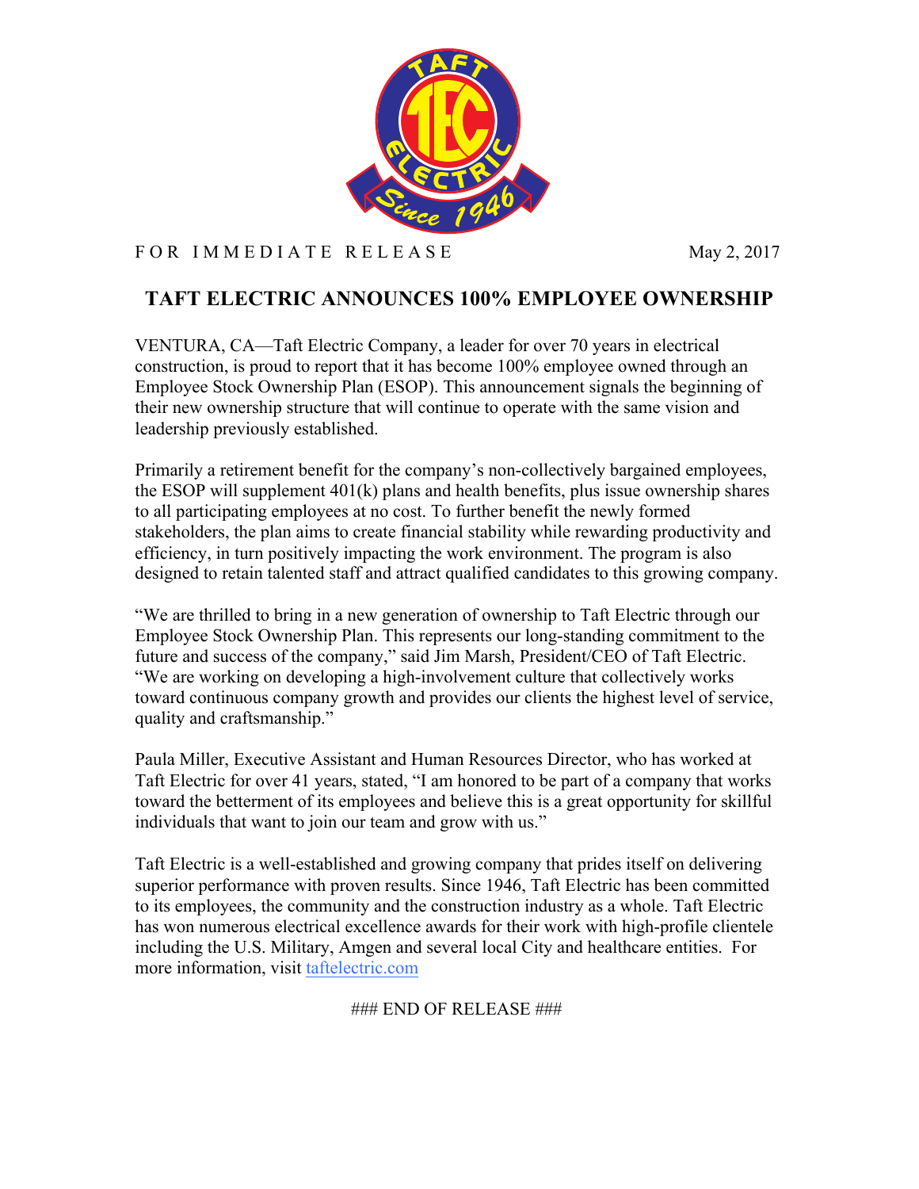FOR IMMEDIATE RELEASE May 2, 2017

# TAFT ELECTRIC ANNOUNCES 100% EMPLOYEE OWNERSHIP

VENTURA, CA—Taft Electric Company, a leader for over 70 years in electrical construction, is proud to report that it has become 100% employee owned through an Employee Stock Ownership Plan (ESOP). This announcement signals the beginning of their new ownership structure that will continue to operate with the same vision and leadership previously established.

Primarily a retirement benefit for the company's non-collectively bargained employees, the ESOP will supplement 401(k) plans and health benefits, plus issue ownership shares to all participating employees at no cost. To further benefit the newly formed stakeholders, the plan aims to create financial stability while rewarding productivity and efficiency, in turn positively impacting the work environment. The program is also designed to retain talented staff and attract qualified candidates to this growing company.

"We are thrilled to bring in a new generation of ownership to Taft Electric through our Employee Stock Ownership Plan. This represents our long-standing commitment to the future and success of the company," said Jim Marsh, President/CEO of Taft Electric. "We are working on developing a high-involvement culture that collectively works toward continuous company growth and provides our clients the highest level of service, quality and craftsmanship."

Paula Miller, Executive Assistant and Human Resources Director, who has worked at Taft Electric for over 41 years, stated, "I am honored to be part of a company that works toward the betterment of its employees and believe this is a great opportunity for skillful individuals that want to join our team and grow with us."

Taft Electric is a well-established and growing company that prides itself on delivering superior performance with proven results. Since 1946, Taft Electric has been committed to its employees, the community and the construction industry as a whole. Taft Electric has won numerous electrical excellence awards for their work with high-profile clientele including the U.S. Military, Amgen and several local City and healthcare entities. For more information, visit taftelectric.com

### END OF RELEASE ###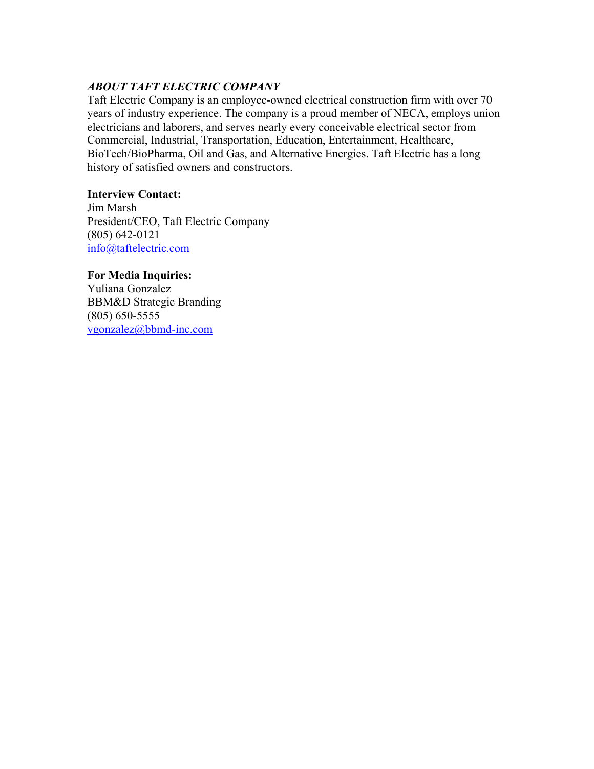***ABOUT TAFT ELECTRIC COMPANY***

Taft Electric Company is an employee-owned electrical construction firm with over 70 years of industry experience. The company is a proud member of NECA, employs union electricians and laborers, and serves nearly every conceivable electrical sector from Commercial, Industrial, Transportation, Education, Entertainment, Healthcare, BioTech/BioPharma, Oil and Gas, and Alternative Energies. Taft Electric has a long history of satisfied owners and constructors.

**Interview Contact:**
Jim Marsh
President/CEO, Taft Electric Company
(805) 642-0121
info@taftelectric.com

**For Media Inquiries:**
Yuliana Gonzalez
BBM&D Strategic Branding
(805) 650-5555
ygonzalez@bbmd-inc.com